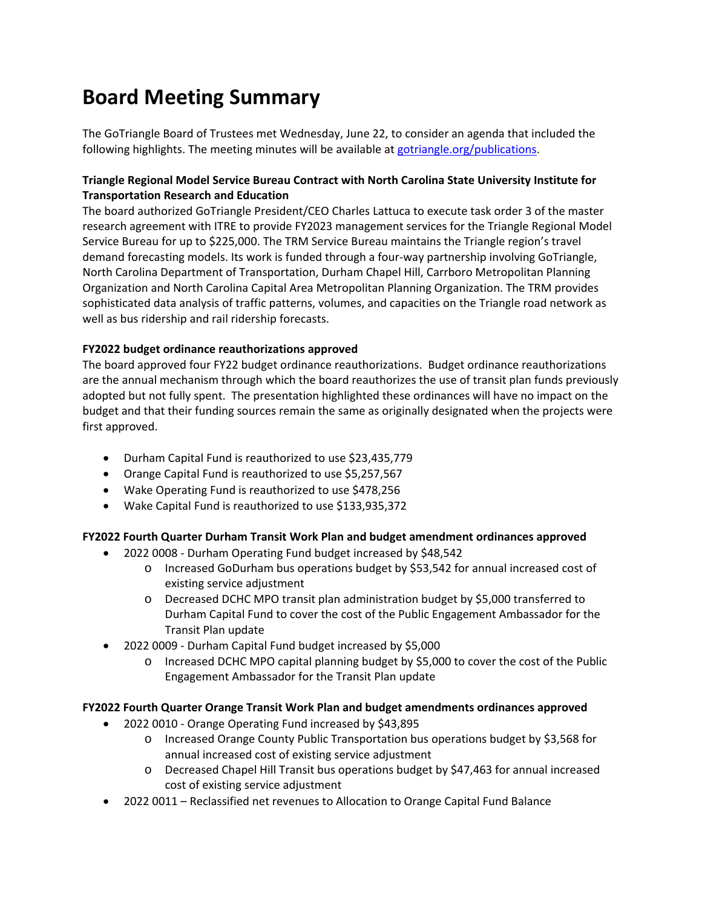# Board Meeting Summary

The GoTriangle Board of Trustees met Wednesday, June 22, to consider an agenda that included the following highlights. The meeting minutes will be available at [gotriangle.org/publications](gotriangle.org/publications).

**Triangle Regional Model Service Bureau Contract with North Carolina State University Institute for Transportation Research and Education**

The board authorized GoTriangle President/CEO Charles Lattuca to execute task order 3 of the master research agreement with ITRE to provide FY2023 management services for the Triangle Regional Model Service Bureau for up to $225,000. The TRM Service Bureau maintains the Triangle region's travel demand forecasting models. Its work is funded through a four-way partnership involving GoTriangle, North Carolina Department of Transportation, Durham Chapel Hill, Carrboro Metropolitan Planning Organization and North Carolina Capital Area Metropolitan Planning Organization. The TRM provides sophisticated data analysis of traffic patterns, volumes, and capacities on the Triangle road network as well as bus ridership and rail ridership forecasts.

**FY2022 budget ordinance reauthorizations approved**

The board approved four FY22 budget ordinance reauthorizations. Budget ordinance reauthorizations are the annual mechanism through which the board reauthorizes the use of transit plan funds previously adopted but not fully spent. The presentation highlighted these ordinances will have no impact on the budget and that their funding sources remain the same as originally designated when the projects were first approved.

- Durham Capital Fund is reauthorized to use $23,435,779
- Orange Capital Fund is reauthorized to use $5,257,567
- Wake Operating Fund is reauthorized to use $478,256
- Wake Capital Fund is reauthorized to use $133,935,372

**FY2022 Fourth Quarter Durham Transit Work Plan and budget amendment ordinances approved**

- 2022 0008 - Durham Operating Fund budget increased by $48,542
  - Increased GoDurham bus operations budget by $53,542 for annual increased cost of existing service adjustment
  - Decreased DCHC MPO transit plan administration budget by $5,000 transferred to Durham Capital Fund to cover the cost of the Public Engagement Ambassador for the Transit Plan update
- 2022 0009 - Durham Capital Fund budget increased by $5,000
  - Increased DCHC MPO capital planning budget by $5,000 to cover the cost of the Public Engagement Ambassador for the Transit Plan update

**FY2022 Fourth Quarter Orange Transit Work Plan and budget amendments ordinances approved**

- 2022 0010 - Orange Operating Fund increased by $43,895
  - Increased Orange County Public Transportation bus operations budget by $3,568 for annual increased cost of existing service adjustment
  - Decreased Chapel Hill Transit bus operations budget by $47,463 for annual increased cost of existing service adjustment
- 2022 0011 – Reclassified net revenues to Allocation to Orange Capital Fund Balance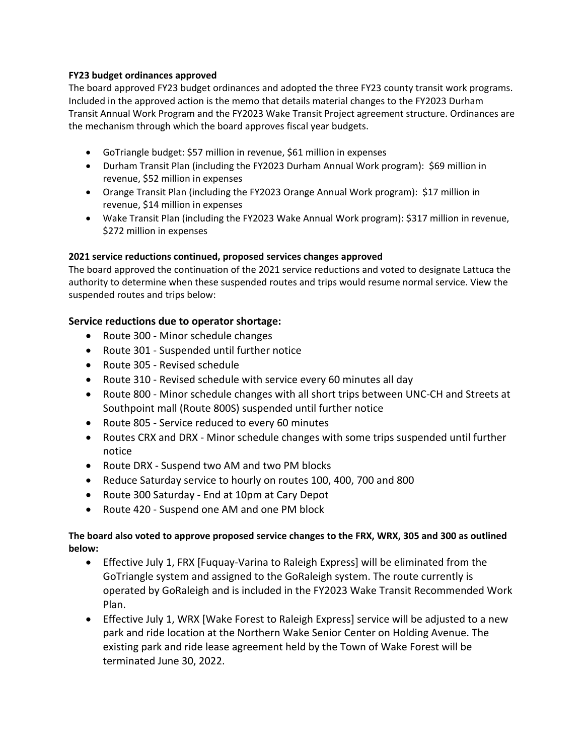**FY23 budget ordinances approved**

The board approved FY23 budget ordinances and adopted the three FY23 county transit work programs. Included in the approved action is the memo that details material changes to the FY2023 Durham Transit Annual Work Program and the FY2023 Wake Transit Project agreement structure. Ordinances are the mechanism through which the board approves fiscal year budgets.

- GoTriangle budget: $57 million in revenue, $61 million in expenses
- Durham Transit Plan (including the FY2023 Durham Annual Work program): $69 million in revenue, $52 million in expenses
- Orange Transit Plan (including the FY2023 Orange Annual Work program): $17 million in revenue, $14 million in expenses
- Wake Transit Plan (including the FY2023 Wake Annual Work program): $317 million in revenue, $272 million in expenses

**2021 service reductions continued, proposed services changes approved**

The board approved the continuation of the 2021 service reductions and voted to designate Lattuca the authority to determine when these suspended routes and trips would resume normal service. View the suspended routes and trips below:

### Service reductions due to operator shortage:

- Route 300 - Minor schedule changes
- Route 301 - Suspended until further notice
- Route 305 - Revised schedule
- Route 310 - Revised schedule with service every 60 minutes all day
- Route 800 - Minor schedule changes with all short trips between UNC-CH and Streets at Southpoint mall (Route 800S) suspended until further notice
- Route 805 - Service reduced to every 60 minutes
- Routes CRX and DRX - Minor schedule changes with some trips suspended until further notice
- Route DRX - Suspend two AM and two PM blocks
- Reduce Saturday service to hourly on routes 100, 400, 700 and 800
- Route 300 Saturday - End at 10pm at Cary Depot
- Route 420 - Suspend one AM and one PM block

**The board also voted to approve proposed service changes to the FRX, WRX, 305 and 300 as outlined below:**

- Effective July 1, FRX [Fuquay-Varina to Raleigh Express] will be eliminated from the GoTriangle system and assigned to the GoRaleigh system. The route currently is operated by GoRaleigh and is included in the FY2023 Wake Transit Recommended Work Plan.
- Effective July 1, WRX [Wake Forest to Raleigh Express] service will be adjusted to a new park and ride location at the Northern Wake Senior Center on Holding Avenue. The existing park and ride lease agreement held by the Town of Wake Forest will be terminated June 30, 2022.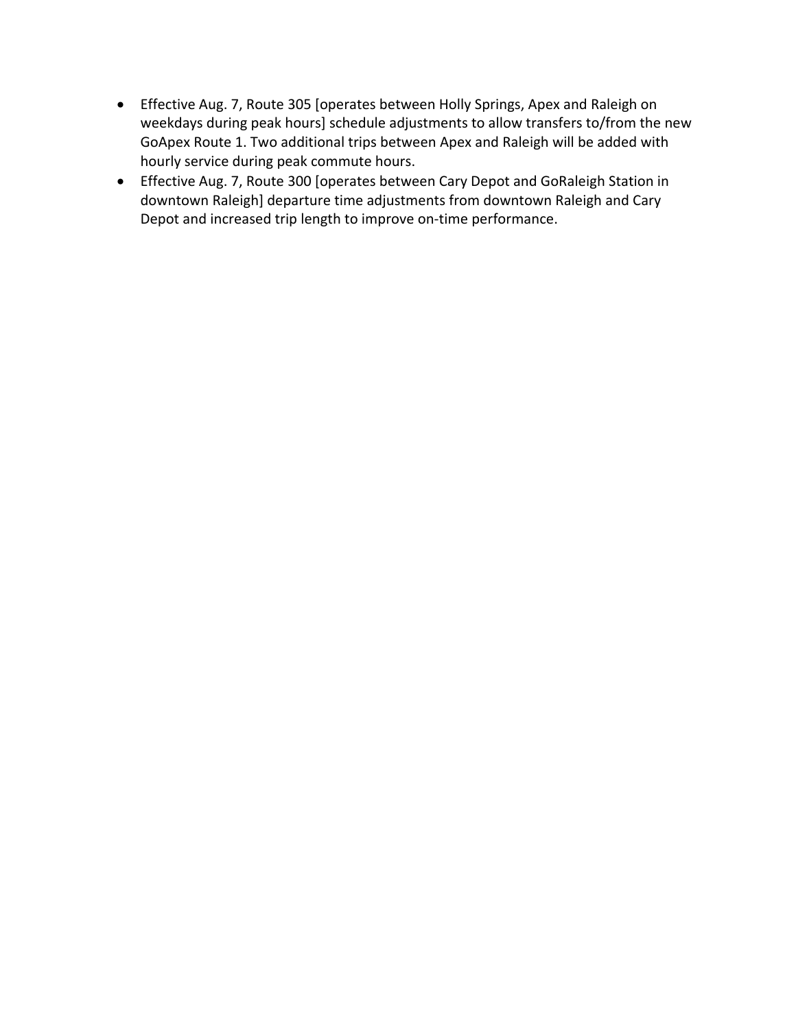- Effective Aug. 7, Route 305 [operates between Holly Springs, Apex and Raleigh on weekdays during peak hours] schedule adjustments to allow transfers to/from the new GoApex Route 1. Two additional trips between Apex and Raleigh will be added with hourly service during peak commute hours.
- Effective Aug. 7, Route 300 [operates between Cary Depot and GoRaleigh Station in downtown Raleigh] departure time adjustments from downtown Raleigh and Cary Depot and increased trip length to improve on-time performance.